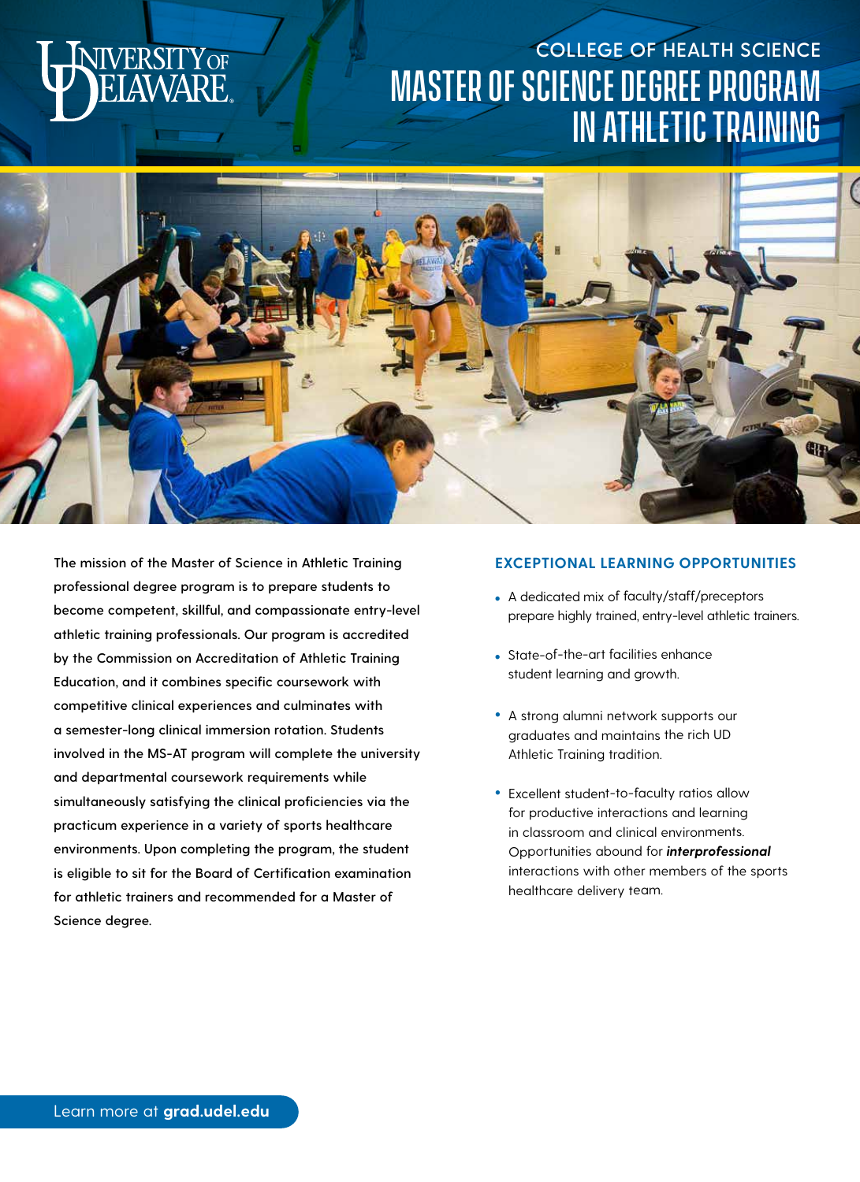COLLEGE OF HEALTH SCIENCE

# MASTER OF SCIENCE DEGREE PROGRAM IN ATHLETIC TRAINING

The mission of the Master of Science in Athletic Training professional degree program is to prepare students to become competent, skillful, and compassionate entry-level athletic training professionals. Our program is accredited by the Commission on Accreditation of Athletic Training Education, and it combines specific coursework with competitive clinical experiences and culminates with a semester-long clinical immersion rotation. Students involved in the MS-AT program will complete the university and departmental coursework requirements while simultaneously satisfying the clinical proficiencies via the practicum experience in a variety of sports healthcare environments. Upon completing the program, the student is eligible to sit for the Board of Certification examination for athletic trainers and recommended for a Master of Science degree.

## EXCEPTIONAL LEARNING OPPORTUNITIES

- A dedicated mix of faculty/staff/preceptors prepare highly trained, entry-level athletic trainers.
- State-of-the-art facilities enhance student learning and growth.
- A strong alumni network supports our graduates and maintains the rich UD Athletic Training tradition.
- Excellent student-to-faculty ratios allow for productive interactions and learning in classroom and clinical environments. Opportunities abound for ***interprofessional*** interactions with other members of the sports healthcare delivery team.

Learn more at **grad.udel.edu**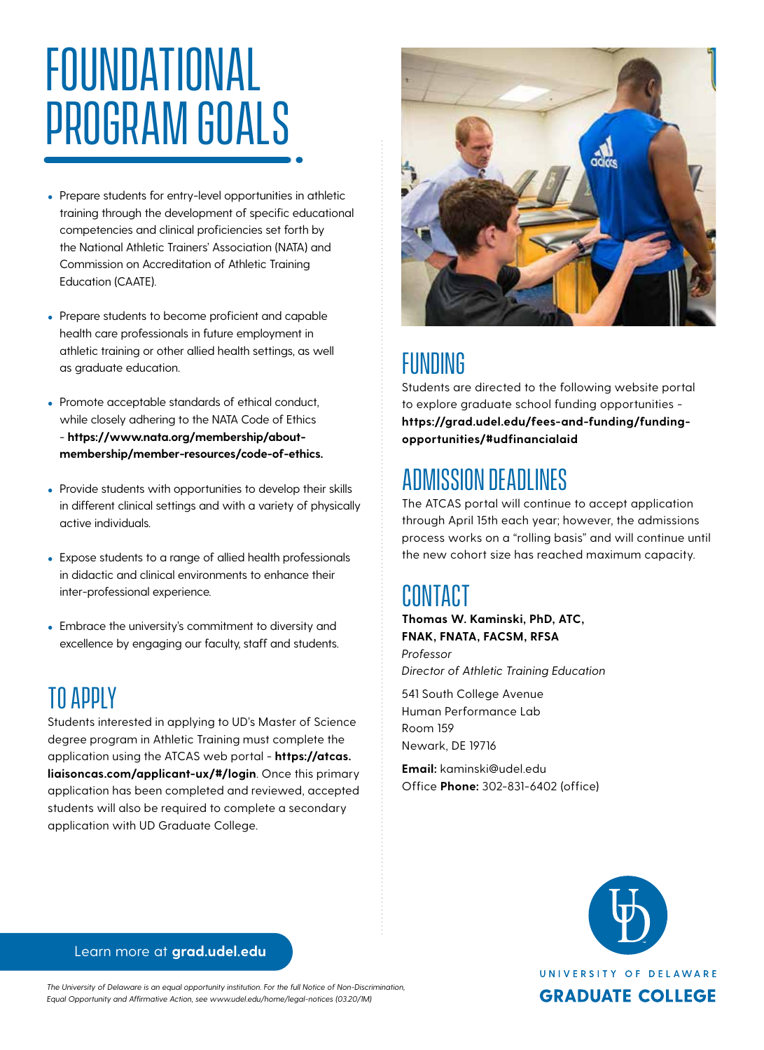# FOUNDATIONAL PROGRAM GOALS

- Prepare students for entry-level opportunities in athletic training through the development of specific educational competencies and clinical proficiencies set forth by the National Athletic Trainers' Association (NATA) and Commission on Accreditation of Athletic Training Education (CAATE).
- Prepare students to become proficient and capable health care professionals in future employment in athletic training or other allied health settings, as well as graduate education.
- Promote acceptable standards of ethical conduct, while closely adhering to the NATA Code of Ethics - **https://www.nata.org/membership/about-membership/member-resources/code-of-ethics.**
- Provide students with opportunities to develop their skills in different clinical settings and with a variety of physically active individuals.
- Expose students to a range of allied health professionals in didactic and clinical environments to enhance their inter-professional experience.
- Embrace the university's commitment to diversity and excellence by engaging our faculty, staff and students.

## TO APPLY

Students interested in applying to UD's Master of Science degree program in Athletic Training must complete the application using the ATCAS web portal - **https://atcas.liaisoncas.com/applicant-ux/#/login**. Once this primary application has been completed and reviewed, accepted students will also be required to complete a secondary application with UD Graduate College.

## FUNDING

Students are directed to the following website portal to explore graduate school funding opportunities - **https://grad.udel.edu/fees-and-funding/funding-opportunities/#udfinancialaid**

## ADMISSION DEADLINES

The ATCAS portal will continue to accept application through April 15th each year; however, the admissions process works on a "rolling basis" and will continue until the new cohort size has reached maximum capacity.

## CONTACT

**Thomas W. Kaminski, PhD, ATC, FNAK, FNATA, FACSM, RFSA**
*Professor*
*Director of Athletic Training Education*

541 South College Avenue
Human Performance Lab
Room 159
Newark, DE 19716

**Email:** kaminski@udel.edu
Office **Phone:** 302-831-6402 (office)

Learn more at **grad.udel.edu**

UNIVERSITY OF DELAWARE
**GRADUATE COLLEGE**

*The University of Delaware is an equal opportunity institution. For the full Notice of Non-Discrimination, Equal Opportunity and Affirmative Action, see www.udel.edu/home/legal-notices (03.20/1M)*